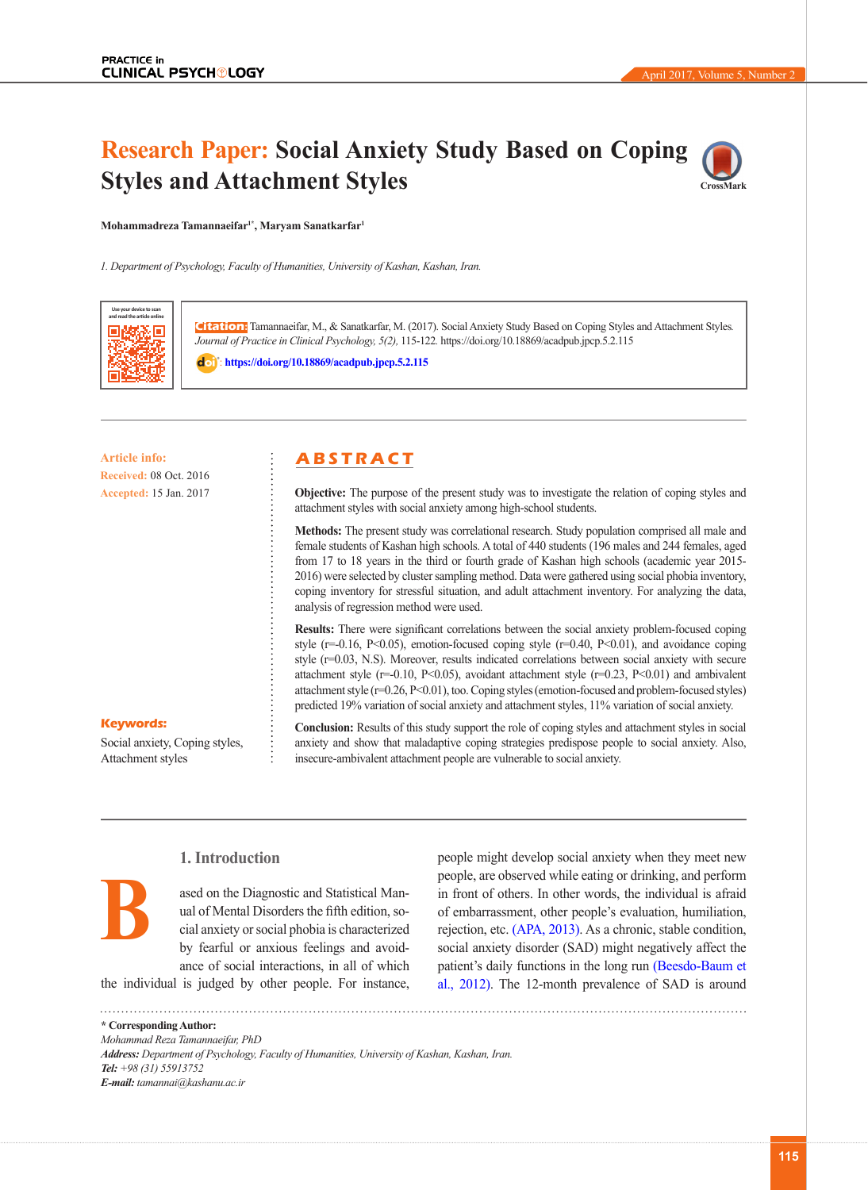# Research Paper: Social Anxiety Study Based on Coping Styles and Attachment Styles

**Mohammadreza Tamannaeifar[1*], Maryam Sanatkarfar[1]**

*1. Department of Psychology, Faculty of Humanities, University of Kashan, Kashan, Iran.*

**Citation:** Tamannaeifar, M., & Sanatkarfar, M. (2017). Social Anxiety Study Based on Coping Styles and Attachment Styles. *Journal of Practice in Clinical Psychology, 5(2),* 115-122. https://doi.org/10.18869/acadpub.jpcp.5.2.115

**doi:** https://doi.org/10.18869/acadpub.jpcp.5.2.115

**Article info:**

**Received:** 08 Oct. 2016

**Accepted:** 15 Jan. 2017

**Keywords:**

Social anxiety, Coping styles, Attachment styles

## ABSTRACT

**Objective:** The purpose of the present study was to investigate the relation of coping styles and attachment styles with social anxiety among high-school students.

**Methods:** The present study was correlational research. Study population comprised all male and female students of Kashan high schools. A total of 440 students (196 males and 244 females, aged from 17 to 18 years in the third or fourth grade of Kashan high schools (academic year 2015-2016) were selected by cluster sampling method. Data were gathered using social phobia inventory, coping inventory for stressful situation, and adult attachment inventory. For analyzing the data, analysis of regression method were used.

**Results:** There were significant correlations between the social anxiety problem-focused coping style ($r=-0.16$, $P<0.05$), emotion-focused coping style ($r=0.40$, $P<0.01$), and avoidance coping style ($r=0.03$, N.S). Moreover, results indicated correlations between social anxiety with secure attachment style ($r=-0.10$, $P<0.05$), avoidant attachment style ($r=0.23$, $P<0.01$) and ambivalent attachment style ($r=0.26$, $P<0.01$), too. Coping styles (emotion-focused and problem-focused styles) predicted 19% variation of social anxiety and attachment styles, 11% variation of social anxiety.

**Conclusion:** Results of this study support the role of coping styles and attachment styles in social anxiety and show that maladaptive coping strategies predispose people to social anxiety. Also, insecure-ambivalent attachment people are vulnerable to social anxiety.

## 1. Introduction

Based on the Diagnostic and Statistical Manual of Mental Disorders the fifth edition, social anxiety or social phobia is characterized by fearful or anxious feelings and avoidance of social interactions, in all of which the individual is judged by other people. For instance, people might develop social anxiety when they meet new people, are observed while eating or drinking, and perform in front of others. In other words, the individual is afraid of embarrassment, other people's evaluation, humiliation, rejection, etc. (APA, 2013). As a chronic, stable condition, social anxiety disorder (SAD) might negatively affect the patient's daily functions in the long run (Beesdo-Baum et al., 2012). The 12-month prevalence of SAD is around

---

**\* Corresponding Author:**

*Mohammad Reza Tamannaeifar, PhD*

***Address:** Department of Psychology, Faculty of Humanities, University of Kashan, Kashan, Iran.*

***Tel:** +98 (31) 55913752*

***E-mail:** tamannai@kashanu.ac.ir*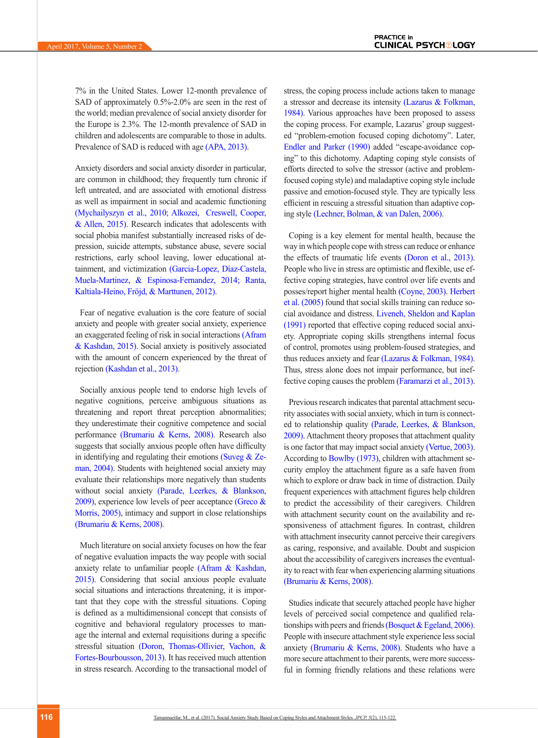7% in the United States. Lower 12-month prevalence of SAD of approximately 0.5%-2.0% are seen in the rest of the world; median prevalence of social anxiety disorder for the Europe is 2.3%. The 12-month prevalence of SAD in children and adolescents are comparable to those in adults. Prevalence of SAD is reduced with age (APA, 2013).

Anxiety disorders and social anxiety disorder in particular, are common in childhood; they frequently turn chronic if left untreated, and are associated with emotional distress as well as impairment in social and academic functioning (Mychailyszyn et al., 2010; Alkozei, Creswell, Cooper, & Allen, 2015). Research indicates that adolescents with social phobia manifest substantially increased risks of depression, suicide attempts, substance abuse, severe social restrictions, early school leaving, lower educational attainment, and victimization (Garcia-Lopez, Díaz-Castela, Muela-Martinez, & Espinosa-Fernandez, 2014; Ranta, Kaltiala-Heino, Fröjd, & Marttunen, 2012).

Fear of negative evaluation is the core feature of social anxiety and people with greater social anxiety, experience an exaggerated feeling of risk in social interactions (Afram & Kashdan, 2015). Social anxiety is positively associated with the amount of concern experienced by the threat of rejection (Kashdan et al., 2013).

Socially anxious people tend to endorse high levels of negative cognitions, perceive ambiguous situations as threatening and report threat perception abnormalities; they underestimate their cognitive competence and social performance (Brumariu & Kerns, 2008). Research also suggests that socially anxious people often have difficulty in identifying and regulating their emotions (Suveg & Zeman, 2004). Students with heightened social anxiety may evaluate their relationships more negatively than students without social anxiety (Parade, Leerkes, & Blankson, 2009), experience low levels of peer acceptance (Greco & Morris, 2005), intimacy and support in close relationships (Brumariu & Kerns, 2008).

Much literature on social anxiety focuses on how the fear of negative evaluation impacts the way people with social anxiety relate to unfamiliar people (Afram & Kashdan, 2015). Considering that social anxious people evaluate social situations and interactions threatening, it is important that they cope with the stressful situations. Coping is defined as a multidimensional concept that consists of cognitive and behavioral regulatory processes to manage the internal and external requisitions during a specific stressful situation (Doron, Thomas-Ollivier, Vachon, & Fortes-Bourbousson, 2013). It has received much attention in stress research. According to the transactional model of stress, the coping process include actions taken to manage a stressor and decrease its intensity (Lazarus & Folkman, 1984). Various approaches have been proposed to assess the coping process. For example, Lazarus' group suggested "problem-emotion focused coping dichotomy". Later, Endler and Parker (1990) added "escape-avoidance coping" to this dichotomy. Adapting coping style consists of efforts directed to solve the stressor (active and problem-focused coping style) and maladaptive coping style include passive and emotion-focused style. They are typically less efficient in rescuing a stressful situation than adaptive coping style (Lechner, Bolman, & van Dalen, 2006).

Coping is a key element for mental health, because the way in which people cope with stress can reduce or enhance the effects of traumatic life events (Doron et al., 2013). People who live in stress are optimistic and flexible, use effective coping strategies, have control over life events and posses/report higher mental health (Coyne, 2003). Herbert et al. (2005) found that social skills training can reduce social avoidance and distress. Liveneh, Sheldon and Kaplan (1991) reported that effective coping reduced social anxiety. Appropriate coping skills strengthens internal focus of control, promotes using problem-foused strategies, and thus reduces anxiety and fear (Lazarus & Folkman, 1984). Thus, stress alone does not impair performance, but ineffective coping causes the problem (Faramarzi et al., 2013).

Previous research indicates that parental attachment security associates with social anxiety, which in turn is connected to relationship quality (Parade, Leerkes, & Blankson, 2009). Attachment theory proposes that attachment quality is one factor that may impact social anxiety (Vertue, 2003). According to Bowlby (1973), children with attachment security employ the attachment figure as a safe haven from which to explore or draw back in time of distraction. Daily frequent experiences with attachment figures help children to predict the accessibility of their caregivers. Children with attachment security count on the availability and responsiveness of attachment figures. In contrast, children with attachment insecurity cannot perceive their caregivers as caring, responsive, and available. Doubt and suspicion about the accessibility of caregivers increases the eventuality to react with fear when experiencing alarming situations (Brumariu & Kerns, 2008).

Studies indicate that securely attached people have higher levels of perceived social competence and qualified relationships with peers and friends (Bosquet & Egeland, 2006). People with insecure attachment style experience less social anxiety (Brumariu & Kerns, 2008). Students who have a more secure attachment to their parents, were more successful in forming friendly relations and these relations were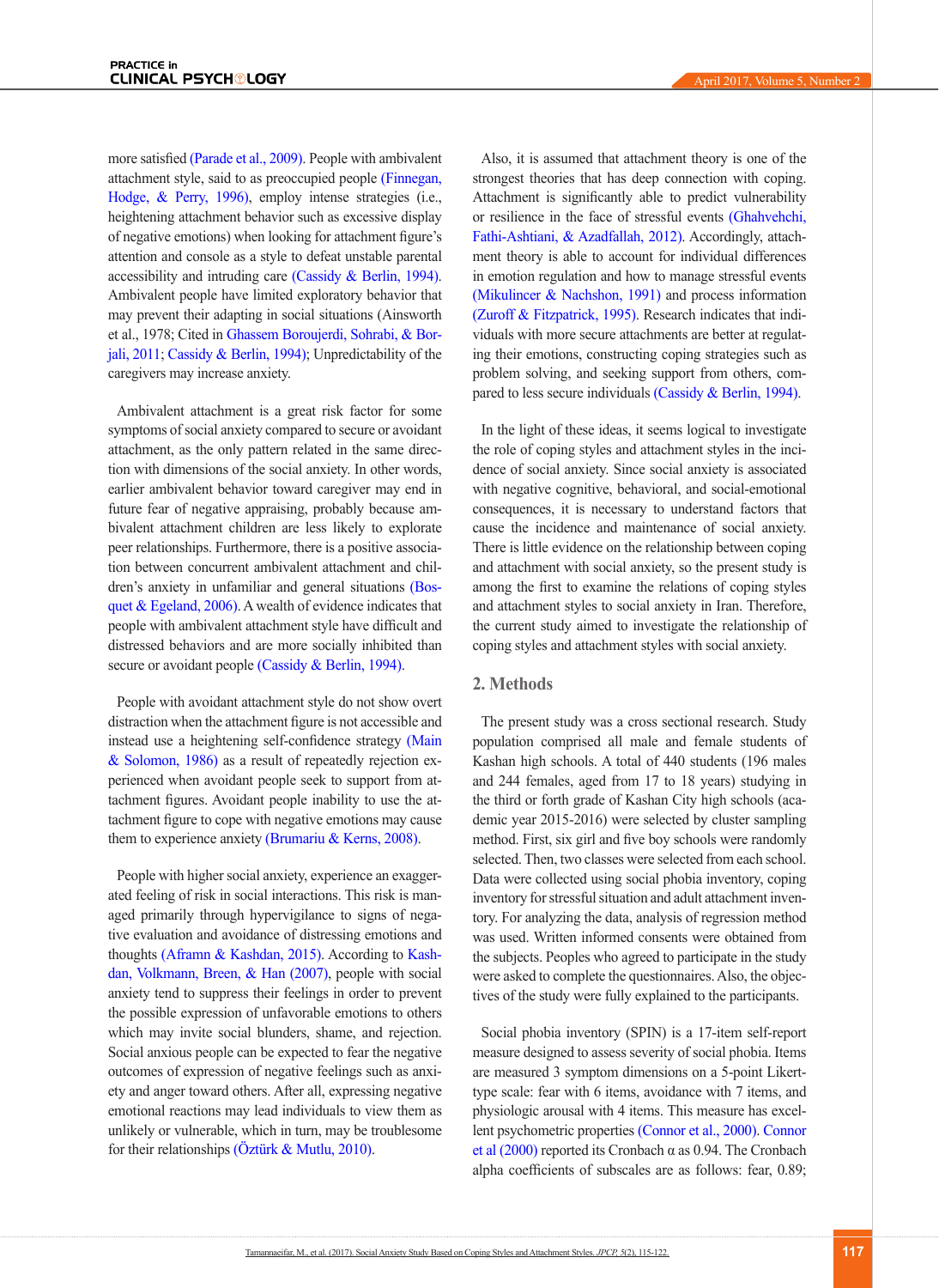more satisfied (Parade et al., 2009). People with ambivalent attachment style, said to as preoccupied people (Finnegan, Hodge, & Perry, 1996), employ intense strategies (i.e., heightening attachment behavior such as excessive display of negative emotions) when looking for attachment figure's attention and console as a style to defeat unstable parental accessibility and intruding care (Cassidy & Berlin, 1994). Ambivalent people have limited exploratory behavior that may prevent their adapting in social situations (Ainsworth et al., 1978; Cited in Ghassem Boroujerdi, Sohrabi, & Borjali, 2011; Cassidy & Berlin, 1994); Unpredictability of the caregivers may increase anxiety.

Ambivalent attachment is a great risk factor for some symptoms of social anxiety compared to secure or avoidant attachment, as the only pattern related in the same direction with dimensions of the social anxiety. In other words, earlier ambivalent behavior toward caregiver may end in future fear of negative appraising, probably because ambivalent attachment children are less likely to explorate peer relationships. Furthermore, there is a positive association between concurrent ambivalent attachment and children's anxiety in unfamiliar and general situations (Bosquet & Egeland, 2006). A wealth of evidence indicates that people with ambivalent attachment style have difficult and distressed behaviors and are more socially inhibited than secure or avoidant people (Cassidy & Berlin, 1994).

People with avoidant attachment style do not show overt distraction when the attachment figure is not accessible and instead use a heightening self-confidence strategy (Main & Solomon, 1986) as a result of repeatedly rejection experienced when avoidant people seek to support from attachment figures. Avoidant people inability to use the attachment figure to cope with negative emotions may cause them to experience anxiety (Brumariu & Kerns, 2008).

People with higher social anxiety, experience an exaggerated feeling of risk in social interactions. This risk is managed primarily through hypervigilance to signs of negative evaluation and avoidance of distressing emotions and thoughts (Aframn & Kashdan, 2015). According to Kashdan, Volkmann, Breen, & Han (2007), people with social anxiety tend to suppress their feelings in order to prevent the possible expression of unfavorable emotions to others which may invite social blunders, shame, and rejection. Social anxious people can be expected to fear the negative outcomes of expression of negative feelings such as anxiety and anger toward others. After all, expressing negative emotional reactions may lead individuals to view them as unlikely or vulnerable, which in turn, may be troublesome for their relationships (Öztürk & Mutlu, 2010).

Also, it is assumed that attachment theory is one of the strongest theories that has deep connection with coping. Attachment is significantly able to predict vulnerability or resilience in the face of stressful events (Ghahvehchi, Fathi-Ashtiani, & Azadfallah, 2012). Accordingly, attachment theory is able to account for individual differences in emotion regulation and how to manage stressful events (Mikulincer & Nachshon, 1991) and process information (Zuroff & Fitzpatrick, 1995). Research indicates that individuals with more secure attachments are better at regulating their emotions, constructing coping strategies such as problem solving, and seeking support from others, compared to less secure individuals (Cassidy & Berlin, 1994).

In the light of these ideas, it seems logical to investigate the role of coping styles and attachment styles in the incidence of social anxiety. Since social anxiety is associated with negative cognitive, behavioral, and social-emotional consequences, it is necessary to understand factors that cause the incidence and maintenance of social anxiety. There is little evidence on the relationship between coping and attachment with social anxiety, so the present study is among the first to examine the relations of coping styles and attachment styles to social anxiety in Iran. Therefore, the current study aimed to investigate the relationship of coping styles and attachment styles with social anxiety.

## 2. Methods

The present study was a cross sectional research. Study population comprised all male and female students of Kashan high schools. A total of 440 students (196 males and 244 females, aged from 17 to 18 years) studying in the third or forth grade of Kashan City high schools (academic year 2015-2016) were selected by cluster sampling method. First, six girl and five boy schools were randomly selected. Then, two classes were selected from each school. Data were collected using social phobia inventory, coping inventory for stressful situation and adult attachment inventory. For analyzing the data, analysis of regression method was used. Written informed consents were obtained from the subjects. Peoples who agreed to participate in the study were asked to complete the questionnaires. Also, the objectives of the study were fully explained to the participants.

Social phobia inventory (SPIN) is a 17-item self-report measure designed to assess severity of social phobia. Items are measured 3 symptom dimensions on a 5-point Likert-type scale: fear with 6 items, avoidance with 7 items, and physiologic arousal with 4 items. This measure has excellent psychometric properties (Connor et al., 2000). Connor et al (2000) reported its Cronbach α as 0.94. The Cronbach alpha coefficients of subscales are as follows: fear, 0.89;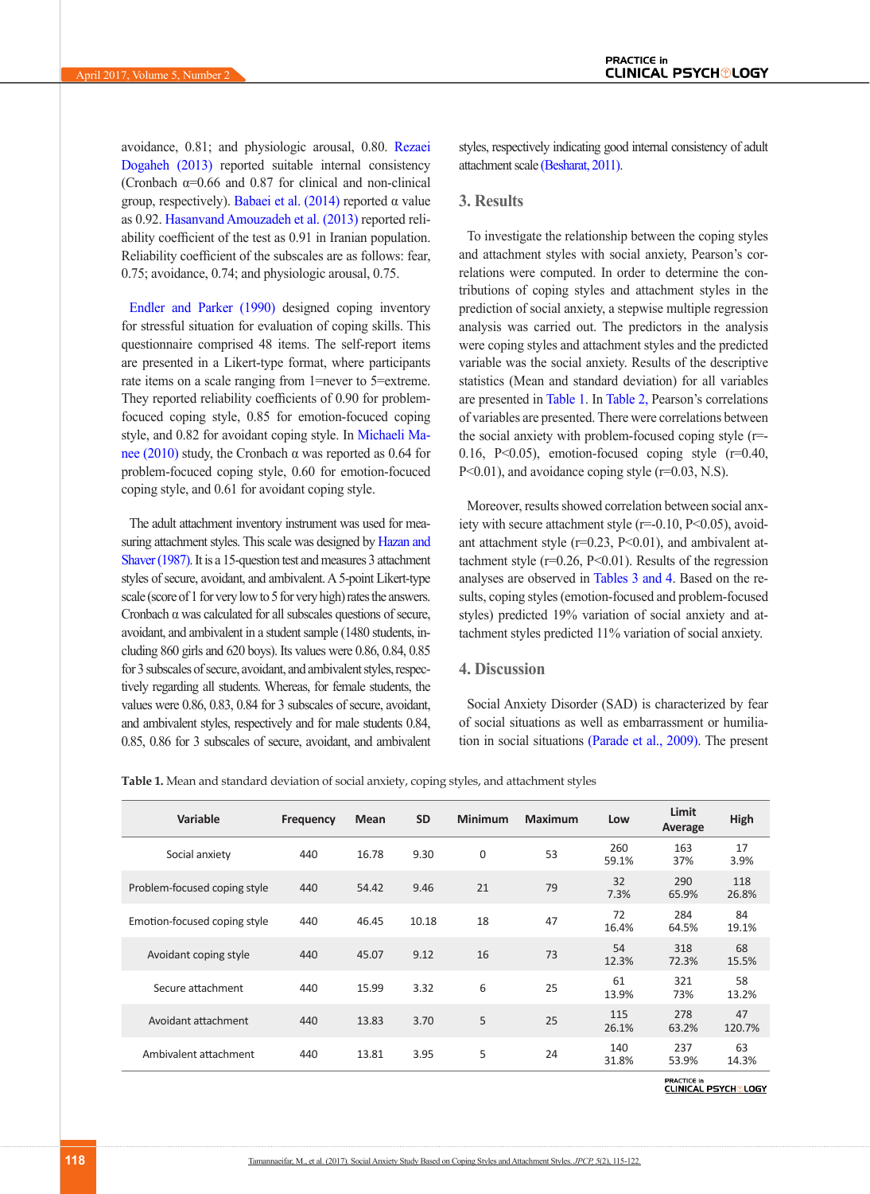avoidance, 0.81; and physiologic arousal, 0.80. Rezaei Dogaheh (2013) reported suitable internal consistency (Cronbach α=0.66 and 0.87 for clinical and non-clinical group, respectively). Babaei et al. (2014) reported α value as 0.92. Hasanvand Amouzadeh et al. (2013) reported reliability coefficient of the test as 0.91 in Iranian population. Reliability coefficient of the subscales are as follows: fear, 0.75; avoidance, 0.74; and physiologic arousal, 0.75.

Endler and Parker (1990) designed coping inventory for stressful situation for evaluation of coping skills. This questionnaire comprised 48 items. The self-report items are presented in a Likert-type format, where participants rate items on a scale ranging from 1=never to 5=extreme. They reported reliability coefficients of 0.90 for problem-focused coping style, 0.85 for emotion-focused coping style, and 0.82 for avoidant coping style. In Michaeli Manee (2010) study, the Cronbach α was reported as 0.64 for problem-focuced coping style, 0.60 for emotion-focuced coping style, and 0.61 for avoidant coping style.

The adult attachment inventory instrument was used for measuring attachment styles. This scale was designed by Hazan and Shaver (1987). It is a 15-question test and measures 3 attachment styles of secure, avoidant, and ambivalent. A 5-point Likert-type scale (score of 1 for very low to 5 for very high) rates the answers. Cronbach α was calculated for all subscales questions of secure, avoidant, and ambivalent in a student sample (1480 students, including 860 girls and 620 boys). Its values were 0.86, 0.84, 0.85 for 3 subscales of secure, avoidant, and ambivalent styles, respectively regarding all students. Whereas, for female students, the values were 0.86, 0.83, 0.84 for 3 subscales of secure, avoidant, and ambivalent styles, respectively and for male students 0.84, 0.85, 0.86 for 3 subscales of secure, avoidant, and ambivalent styles, respectively indicating good internal consistency of adult attachment scale (Besharat, 2011).

## 3. Results

To investigate the relationship between the coping styles and attachment styles with social anxiety, Pearson's correlations were computed. In order to determine the contributions of coping styles and attachment styles in the prediction of social anxiety, a stepwise multiple regression analysis was carried out. The predictors in the analysis were coping styles and attachment styles and the predicted variable was the social anxiety. Results of the descriptive statistics (Mean and standard deviation) for all variables are presented in Table 1. In Table 2, Pearson's correlations of variables are presented. There were correlations between the social anxiety with problem-focused coping style (r=-0.16, P<0.05), emotion-focused coping style (r=0.40, P<0.01), and avoidance coping style (r=0.03, N.S).

Moreover, results showed correlation between social anxiety with secure attachment style (r=-0.10, P<0.05), avoidant attachment style (r=0.23, P<0.01), and ambivalent attachment style (r=0.26, P<0.01). Results of the regression analyses are observed in Tables 3 and 4. Based on the results, coping styles (emotion-focused and problem-focused styles) predicted 19% variation of social anxiety and attachment styles predicted 11% variation of social anxiety.

## 4. Discussion

Social Anxiety Disorder (SAD) is characterized by fear of social situations as well as embarrassment or humiliation in social situations (Parade et al., 2009). The present

**Table 1.** Mean and standard deviation of social anxiety, coping styles, and attachment styles

| Variable | Frequency | Mean | SD | Minimum | Maximum | Low | Limit Average | High |
|---|---|---|---|---|---|---|---|---|
| Social anxiety | 440 | 16.78 | 9.30 | 0 | 53 | 260 59.1% | 163 37% | 17 3.9% |
| Problem-focused coping style | 440 | 54.42 | 9.46 | 21 | 79 | 32 7.3% | 290 65.9% | 118 26.8% |
| Emotion-focused coping style | 440 | 46.45 | 10.18 | 18 | 47 | 72 16.4% | 284 64.5% | 84 19.1% |
| Avoidant coping style | 440 | 45.07 | 9.12 | 16 | 73 | 54 12.3% | 318 72.3% | 68 15.5% |
| Secure attachment | 440 | 15.99 | 3.32 | 6 | 25 | 61 13.9% | 321 73% | 58 13.2% |
| Avoidant attachment | 440 | 13.83 | 3.70 | 5 | 25 | 115 26.1% | 278 63.2% | 47 120.7% |
| Ambivalent attachment | 440 | 13.81 | 3.95 | 5 | 24 | 140 31.8% | 237 53.9% | 63 14.3% |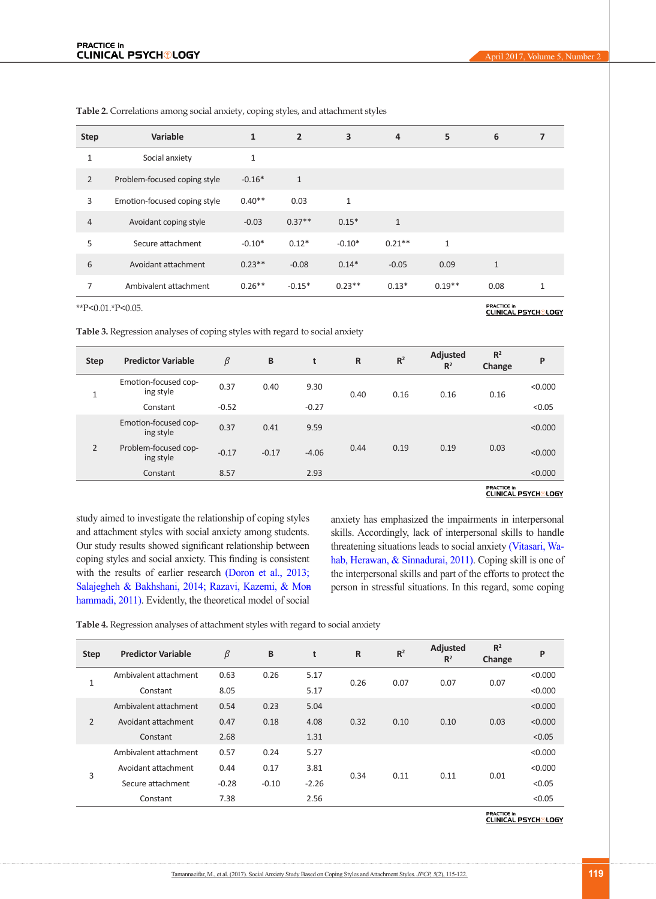**Table 2.** Correlations among social anxiety, coping styles, and attachment styles

| Step | Variable | 1 | 2 | 3 | 4 | 5 | 6 | 7 |
|---|---|---|---|---|---|---|---|---|
| 1 | Social anxiety | 1 | | | | | | |
| 2 | Problem-focused coping style | -0.16* | 1 | | | | | |
| 3 | Emotion-focused coping style | 0.40** | 0.03 | 1 | | | | |
| 4 | Avoidant coping style | -0.03 | 0.37** | 0.15* | 1 | | | |
| 5 | Secure attachment | -0.10* | 0.12* | -0.10* | 0.21** | 1 | | |
| 6 | Avoidant attachment | 0.23** | -0.08 | 0.14* | -0.05 | 0.09 | 1 | |
| 7 | Ambivalent attachment | 0.26** | -0.15* | 0.23** | 0.13* | 0.19** | 0.08 | 1 |

**P<0.01.*P<0.05.

**Table 3.** Regression analyses of coping styles with regard to social anxiety

| Step | Predictor Variable | $\beta$ | B | t | R | $R^2$ | Adjusted $R^2$ | $R^2$ Change | P |
|---|---|---|---|---|---|---|---|---|---|
| 1 | Emotion-focused coping style | 0.37 | 0.40 | 9.30 | 0.40 | 0.16 | 0.16 | 0.16 | <0.000 |
| | Constant | -0.52 | | -0.27 | | | | | <0.05 |
| 2 | Emotion-focused coping style | 0.37 | 0.41 | 9.59 | 0.44 | 0.19 | 0.19 | 0.03 | <0.000 |
| | Problem-focused coping style | -0.17 | -0.17 | -4.06 | | | | | <0.000 |
| | Constant | 8.57 | | 2.93 | | | | | <0.000 |

study aimed to investigate the relationship of coping styles and attachment styles with social anxiety among students. Our study results showed significant relationship between coping styles and social anxiety. This finding is consistent with the results of earlier research (Doron et al., 2013; Salajegheh & Bakhshani, 2014; Razavi, Kazemi, & Mohammadi, 2011). Evidently, the theoretical model of social anxiety has emphasized the impairments in interpersonal skills. Accordingly, lack of interpersonal skills to handle threatening situations leads to social anxiety (Vitasari, Wahab, Herawan, & Sinnadurai, 2011). Coping skill is one of the interpersonal skills and part of the efforts to protect the person in stressful situations. In this regard, some coping

**Table 4.** Regression analyses of attachment styles with regard to social anxiety

| Step | Predictor Variable | $\beta$ | B | t | R | $R^2$ | Adjusted $R^2$ | $R^2$ Change | P |
|---|---|---|---|---|---|---|---|---|---|
| 1 | Ambivalent attachment | 0.63 | 0.26 | 5.17 | 0.26 | 0.07 | 0.07 | 0.07 | <0.000 |
| | Constant | 8.05 | | 5.17 | | | | | <0.000 |
| 2 | Ambivalent attachment | 0.54 | 0.23 | 5.04 | 0.32 | 0.10 | 0.10 | 0.03 | <0.000 |
| | Avoidant attachment | 0.47 | 0.18 | 4.08 | | | | | <0.000 |
| | Constant | 2.68 | | 1.31 | | | | | <0.05 |
| 3 | Ambivalent attachment | 0.57 | 0.24 | 5.27 | 0.34 | 0.11 | 0.11 | 0.01 | <0.000 |
| | Avoidant attachment | 0.44 | 0.17 | 3.81 | | | | | <0.000 |
| | Secure attachment | -0.28 | -0.10 | -2.26 | | | | | <0.05 |
| | Constant | 7.38 | | 2.56 | | | | | <0.05 |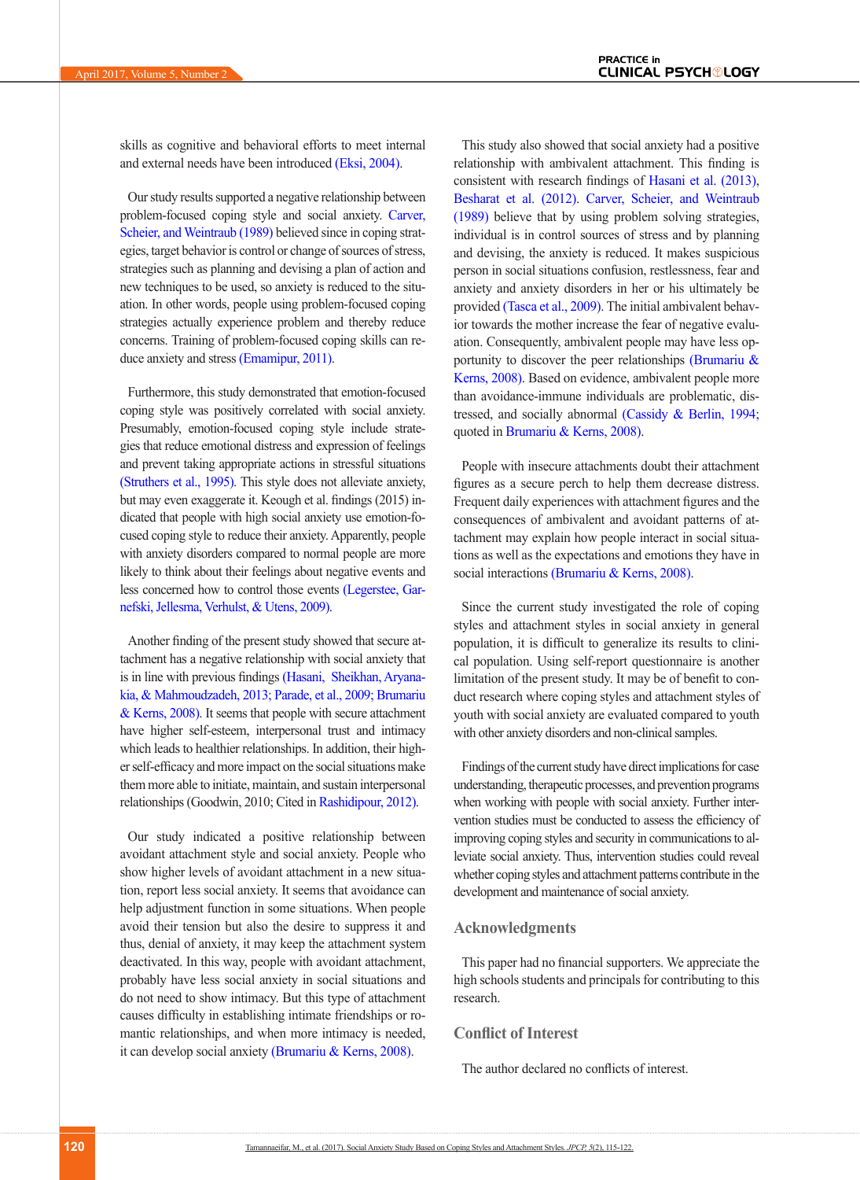skills as cognitive and behavioral efforts to meet internal and external needs have been introduced (Eksi, 2004).

Our study results supported a negative relationship between problem-focused coping style and social anxiety. Carver, Scheier, and Weintraub (1989) believed since in coping strategies, target behavior is control or change of sources of stress, strategies such as planning and devising a plan of action and new techniques to be used, so anxiety is reduced to the situation. In other words, people using problem-focused coping strategies actually experience problem and thereby reduce concerns. Training of problem-focused coping skills can reduce anxiety and stress (Emamipur, 2011).

Furthermore, this study demonstrated that emotion-focused coping style was positively correlated with social anxiety. Presumably, emotion-focused coping style include strategies that reduce emotional distress and expression of feelings and prevent taking appropriate actions in stressful situations (Struthers et al., 1995). This style does not alleviate anxiety, but may even exaggerate it. Keough et al. findings (2015) indicated that people with high social anxiety use emotion-focused coping style to reduce their anxiety. Apparently, people with anxiety disorders compared to normal people are more likely to think about their feelings about negative events and less concerned how to control those events (Legerstee, Garnefski, Jellesma, Verhulst, & Utens, 2009).

Another finding of the present study showed that secure attachment has a negative relationship with social anxiety that is in line with previous findings (Hasani, Sheikhan, Aryanakia, & Mahmoudzadeh, 2013; Parade, et al., 2009; Brumariu & Kerns, 2008). It seems that people with secure attachment have higher self-esteem, interpersonal trust and intimacy which leads to healthier relationships. In addition, their higher self-efficacy and more impact on the social situations make them more able to initiate, maintain, and sustain interpersonal relationships (Goodwin, 2010; Cited in Rashidipour, 2012).

Our study indicated a positive relationship between avoidant attachment style and social anxiety. People who show higher levels of avoidant attachment in a new situation, report less social anxiety. It seems that avoidance can help adjustment function in some situations. When people avoid their tension but also the desire to suppress it and thus, denial of anxiety, it may keep the attachment system deactivated. In this way, people with avoidant attachment, probably have less social anxiety in social situations and do not need to show intimacy. But this type of attachment causes difficulty in establishing intimate friendships or romantic relationships, and when more intimacy is needed, it can develop social anxiety (Brumariu & Kerns, 2008).

This study also showed that social anxiety had a positive relationship with ambivalent attachment. This finding is consistent with research findings of Hasani et al. (2013), Besharat et al. (2012). Carver, Scheier, and Weintraub (1989) believe that by using problem solving strategies, individual is in control sources of stress and by planning and devising, the anxiety is reduced. It makes suspicious person in social situations confusion, restlessness, fear and anxiety and anxiety disorders in her or his ultimately be provided (Tasca et al., 2009). The initial ambivalent behavior towards the mother increase the fear of negative evaluation. Consequently, ambivalent people may have less opportunity to discover the peer relationships (Brumariu & Kerns, 2008). Based on evidence, ambivalent people more than avoidance-immune individuals are problematic, distressed, and socially abnormal (Cassidy & Berlin, 1994; quoted in Brumariu & Kerns, 2008).

People with insecure attachments doubt their attachment figures as a secure perch to help them decrease distress. Frequent daily experiences with attachment figures and the consequences of ambivalent and avoidant patterns of attachment may explain how people interact in social situations as well as the expectations and emotions they have in social interactions (Brumariu & Kerns, 2008).

Since the current study investigated the role of coping styles and attachment styles in social anxiety in general population, it is difficult to generalize its results to clinical population. Using self-report questionnaire is another limitation of the present study. It may be of benefit to conduct research where coping styles and attachment styles of youth with social anxiety are evaluated compared to youth with other anxiety disorders and non-clinical samples.

Findings of the current study have direct implications for case understanding, therapeutic processes, and prevention programs when working with people with social anxiety. Further intervention studies must be conducted to assess the efficiency of improving coping styles and security in communications to alleviate social anxiety. Thus, intervention studies could reveal whether coping styles and attachment patterns contribute in the development and maintenance of social anxiety.

## Acknowledgments

This paper had no financial supporters. We appreciate the high schools students and principals for contributing to this research.

## Conflict of Interest

The author declared no conflicts of interest.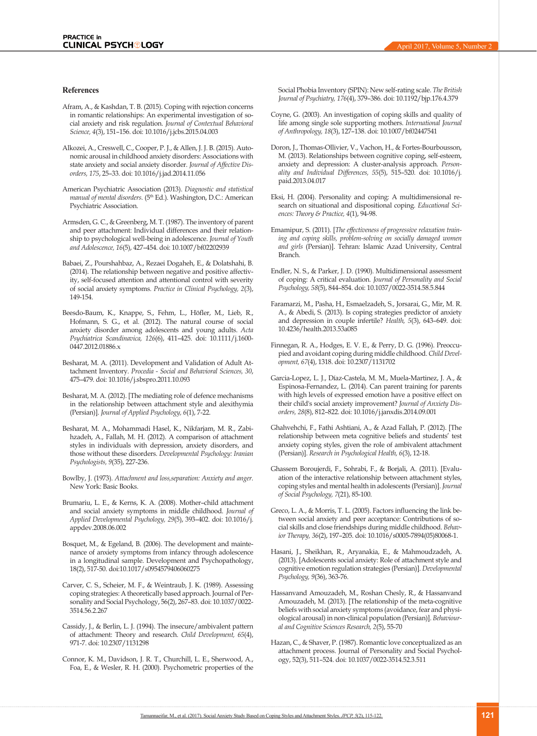## References

Afram, A., & Kashdan, T. B. (2015). Coping with rejection concerns in romantic relationships: An experimental investigation of social anxiety and risk regulation. *Journal of Contextual Behavioral Science, 4*(3), 151–156. doi: 10.1016/j.jcbs.2015.04.003

Alkozei, A., Creswell, C., Cooper, P. J., & Allen, J. J. B. (2015). Autonomic arousal in childhood anxiety disorders: Associations with state anxiety and social anxiety disorder. *Journal of Affective Disorders, 175*, 25–33. doi: 10.1016/j.jad.2014.11.056

American Psychiatric Association (2013). *Diagnostic and statistical manual of mental disorders*. (5th Ed.). Washington, D.C.: American Psychiatric Association.

Armsden, G. C., & Greenberg, M. T. (1987). The inventory of parent and peer attachment: Individual differences and their relationship to psychological well-being in adolescence. *Journal of Youth and Adolescence, 16*(5), 427–454. doi: 10.1007/bf02202939

Babaei, Z., Pourshahbaz, A., Rezaei Dogaheh, E., & Dolatshahi, B. (2014). The relationship between negative and positive affectivity, self-focused attention and attentional control with severity of social anxiety symptoms. *Practice in Clinical Psychology, 2*(3), 149-154.

Beesdo-Baum, K., Knappe, S., Fehm, L., Höfler, M., Lieb, R., Hofmann, S. G., et al. (2012). The natural course of social anxiety disorder among adolescents and young adults. *Acta Psychiatrica Scandinavica, 126*(6), 411–425. doi: 10.1111/j.1600-0447.2012.01886.x

Besharat, M. A. (2011). Development and Validation of Adult Attachment Inventory. *Procedia - Social and Behavioral Sciences, 30*, 475–479. doi: 10.1016/j.sbspro.2011.10.093

Besharat, M. A. (2012). [The mediating role of defence mechanisms in the relationship between attachment style and alexithymia (Persian)]. *Journal of Applied Psychology, 6*(1), 7-22.

Besharat, M. A., Mohammadi Hasel, K., Nikfarjam, M. R., Zabihzadeh, A., Fallah, M. H. (2012). A comparison of attachment styles in individuals with depression, anxiety disorders, and those without these disorders. *Developmental Psychology: Iranian Psychologists, 9*(35), 227-236.

Bowlby, J. (1973). *Attachment and loss,separation: Anxiety and anger*. New York: Basic Books.

Brumariu, L. E., & Kerns, K. A. (2008). Mother–child attachment and social anxiety symptoms in middle childhood. *Journal of Applied Developmental Psychology, 29*(5), 393–402. doi: 10.1016/j.appdev.2008.06.002

Bosquet, M., & Egeland, B. (2006). The development and maintenance of anxiety symptoms from infancy through adolescence in a longitudinal sample. Development and Psychopathology, 18(2), 517-50. doi:10.1017/s0954579406060275

Carver, C. S., Scheier, M. F., & Weintraub, J. K. (1989). Assessing coping strategies: A theoretically based approach. Journal of Personality and Social Psychology, 56(2), 267–83. doi: 10.1037/0022-3514.56.2.267

Cassidy, J., & Berlin, L. J. (1994). The insecure/ambivalent pattern of attachment: Theory and research. *Child Development, 65*(4), 971-7. doi: 10.2307/1131298

Connor, K. M., Davidson, J. R. T., Churchill, L. E., Sherwood, A., Foa, E., & Wesler, R. H. (2000). Psychometric properties of the Social Phobia Inventory (SPIN): New self-rating scale. *The British Journal of Psychiatry, 176*(4), 379–386. doi: 10.1192/bjp.176.4.379

Coyne, G. (2003). An investigation of coping skills and quality of life among single sole supporting mothers. *International Journal of Anthropology, 18*(3), 127–138. doi: 10.1007/bf02447541

Doron, J., Thomas-Ollivier, V., Vachon, H., & Fortes-Bourbousson, M. (2013). Relationships between cognitive coping, self-esteem, anxiety and depression: A cluster-analysis approach. *Personality and Individual Differences, 55*(5), 515–520. doi: 10.1016/j.paid.2013.04.017

Eksi, H. (2004). Personality and coping: A multidimensional research on situational and dispositional coping. *Educational Sciences: Theory & Practice, 4*(1), 94-98.

Emamipur, S. (2011). [*The effectiveness of progressive relaxation training and coping skills, problem-solving on socially damaged women and girls* (Persian)]. Tehran: Islamic Azad University, Central Branch.

Endler, N. S., & Parker, J. D. (1990). Multidimensional assessment of coping: A critical evaluation. *Journal of Personality and Social Psychology, 58*(5), 844–854. doi: 10.1037/0022-3514.58.5.844

Faramarzi, M., Pasha, H., Esmaelzadeh, S., Jorsarai, G., Mir, M. R. A., & Abedi, S. (2013). Is coping strategies predictor of anxiety and depression in couple infertile? *Health, 5*(3), 643–649. doi: 10.4236/health.2013.53a085

Finnegan, R. A., Hodges, E. V. E., & Perry, D. G. (1996). Preoccupied and avoidant coping during middle childhood. *Child Development, 67*(4), 1318. doi: 10.2307/1131702

Garcia-Lopez, L. J., Díaz-Castela, M. M., Muela-Martinez, J. A., & Espinosa-Fernandez, L. (2014). Can parent training for parents with high levels of expressed emotion have a positive effect on their child's social anxiety improvement? *Journal of Anxiety Disorders, 28*(8), 812–822. doi: 10.1016/j.janxdis.2014.09.001

Ghahvehchi, F., Fathi Ashtiani, A., & Azad Fallah, P. (2012). [The relationship between meta cognitive beliefs and students' test anxiety coping styles, given the role of ambivalent attachment (Persian)]. *Research in Psychological Health, 6*(3), 12-18.

Ghassem Boroujerdi, F., Sohrabi, F., & Borjali, A. (2011). [Evaluation of the interactive relationship between attachment styles, coping styles and mental health in adolescents (Persian)]. *Journal of Social Psychology, 7*(21), 85-100.

Greco, L. A., & Morris, T. L. (2005). Factors influencing the link between social anxiety and peer acceptance: Contributions of social skills and close friendships during middle childhood. *Behavior Therapy, 36*(2), 197–205. doi: 10.1016/s0005-7894(05)80068-1.

Hasani, J., Sheikhan, R., Aryanakia, E., & Mahmoudzadeh, A. (2013). [Adolescents social anxiety: Role of attachment style and cognitive emotion regulation strategies (Persian)]. *Developmental Psychology, 9*(36), 363-76.

Hassanvand Amouzadeh, M., Roshan Chesly, R., & Hassanvand Amouzadeh, M. (2013). [The relationship of the meta-cognitive beliefs with social anxiety symptoms (avoidance, fear and physiological arousal) in non-clinical population (Persian)]. *Behavioural and Cognitive Sciences Research, 2*(5), 55-70

Hazan, C., & Shaver, P. (1987). Romantic love conceptualized as an attachment process. Journal of Personality and Social Psychology, 52(3), 511–524. doi: 10.1037/0022-3514.52.3.511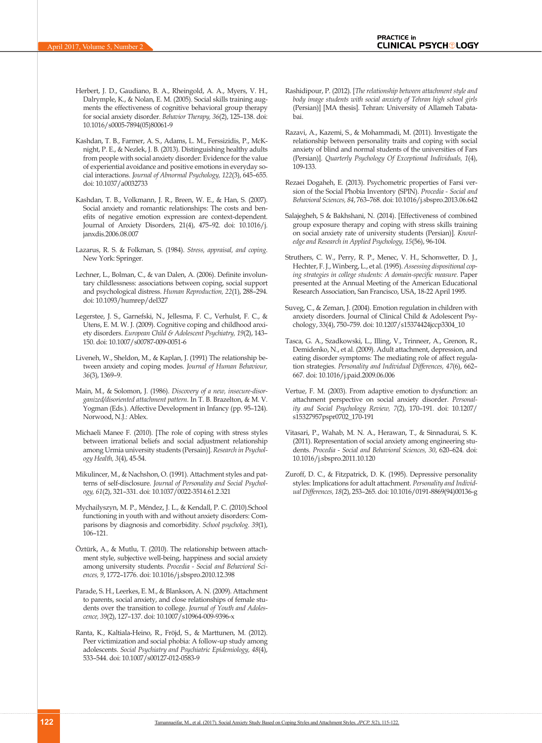Herbert, J. D., Gaudiano, B. A., Rheingold, A. A., Myers, V. H., Dalrymple, K., & Nolan, E. M. (2005). Social skills training augments the effectiveness of cognitive behavioral group therapy for social anxiety disorder. *Behavior Therapy, 36*(2), 125–138. doi: 10.1016/s0005-7894(05)80061-9

Kashdan, T. B., Farmer, A. S., Adams, L. M., Ferssizidis, P., McKnight, P. E., & Nezlek, J. B. (2013). Distinguishing healthy adults from people with social anxiety disorder: Evidence for the value of experiential avoidance and positive emotions in everyday social interactions. *Journal of Abnormal Psychology, 122*(3), 645–655. doi: 10.1037/a0032733

Kashdan, T. B., Volkmann, J. R., Breen, W. E., & Han, S. (2007). Social anxiety and romantic relationships: The costs and benefits of negative emotion expression are context-dependent. Journal of Anxiety Disorders, 21(4), 475–92. doi: 10.1016/j.janxdis.2006.08.007

Lazarus, R. S. & Folkman, S. (1984). *Stress, appraisal, and coping*. New York: Springer.

Lechner, L., Bolman, C., & van Dalen, A. (2006). Definite involuntary childlessness: associations between coping, social support and psychological distress. *Human Reproduction, 22*(1), 288–294. doi: 10.1093/humrep/del327

Legerstee, J. S., Garnefski, N., Jellesma, F. C., Verhulst, F. C., & Utens, E. M. W. J. (2009). Cognitive coping and childhood anxiety disorders. *European Child & Adolescent Psychiatry, 19*(2), 143–150. doi: 10.1007/s00787-009-0051-6

Liveneh, W., Sheldon, M., & Kaplan, J. (1991) The relationship between anxiety and coping modes. *Journal of Human Behaviour, 36*(3), 1369–9.

Main, M., & Solomon, J. (1986). *Discovery of a new, insecure-disorganized/disoriented attachment pattern*. In T. B. Brazelton, & M. V. Yogman (Eds.). Affective Development in Infancy (pp. 95–124). Norwood, N.J.: Ablex.

Michaeli Manee F. (2010). [The role of coping with stress styles between irrational beliefs and social adjustment relationship among Urmia university students (Persain)]. *Research in Psychology Health, 3*(4), 45-54.

Mikulincer, M., & Nachshon, O. (1991). Attachment styles and patterns of self-disclosure. *Journal of Personality and Social Psychology, 61*(2), 321–331. doi: 10.1037/0022-3514.61.2.321

Mychailyszyn, M. P., Méndez, J. L., & Kendall, P. C. (2010).School functioning in youth with and without anxiety disorders: Comparisons by diagnosis and comorbidity. *School psycholog. 39*(1), 106–121.

Öztürk, A., & Mutlu, T. (2010). The relationship between attachment style, subjective well-being, happiness and social anxiety among university students. *Procedia - Social and Behavioral Sciences, 9*, 1772–1776. doi: 10.1016/j.sbspro.2010.12.398

Parade, S. H., Leerkes, E. M., & Blankson, A. N. (2009). Attachment to parents, social anxiety, and close relationships of female students over the transition to college. *Journal of Youth and Adolescence, 39*(2), 127–137. doi: 10.1007/s10964-009-9396-x

Ranta, K., Kaltiala-Heino, R., Fröjd, S., & Marttunen, M. (2012). Peer victimization and social phobia: A follow-up study among adolescents. *Social Psychiatry and Psychiatric Epidemiology, 48*(4), 533–544. doi: 10.1007/s00127-012-0583-9

Rashidipour, P. (2012). [*The relationship between attachment style and body image students with social anxiety of Tehran high school girls* (Persian)] [MA thesis]. Tehran: University of Allameh Tabatabai.

Razavi, A., Kazemi, S., & Mohammadi, M. (2011). Investigate the relationship between personality traits and coping with social anxiety of blind and normal students of the universities of Fars (Persian)]. *Quarterly Psychology Of Exceptional Individuals, 1*(4), 109-133.

Rezaei Dogaheh, E. (2013). Psychometric properties of Farsi version of the Social Phobia Inventory (SPIN). *Procedia - Social and Behavioral Sciences, 84*, 763–768. doi: 10.1016/j.sbspro.2013.06.642

Salajegheh, S & Bakhshani, N. (2014). [Effectiveness of combined group exposure therapy and coping with stress skills training on social anxiety rate of university students (Persian)]. *Knowledge and Research in Applied Psychology, 15*(56), 96-104.

Struthers, C. W., Perry, R. P., Menec, V. H., Schonwetter, D. J., Hechter, F. J., Winberg, L., et al. (1995). *Assessing dispositional coping strategies in college students: A domain-specific measure*. Paper presented at the Annual Meeting of the American Educational Research Association, San Francisco, USA, 18-22 April 1995.

Suveg, C., & Zeman, J. (2004). Emotion regulation in children with anxiety disorders. Journal of Clinical Child & Adolescent Psychology, 33(4), 750–759. doi: 10.1207/s15374424jccp3304_10

Tasca, G. A., Szadkowski, L., Illing, V., Trinneer, A., Grenon, R., Demidenko, N., et al. (2009). Adult attachment, depression, and eating disorder symptoms: The mediating role of affect regulation strategies. *Personality and Individual Differences, 47*(6), 662–667. doi: 10.1016/j.paid.2009.06.006

Vertue, F. M. (2003). From adaptive emotion to dysfunction: an attachment perspective on social anxiety disorder. *Personality and Social Psychology Review, 7*(2), 170–191. doi: 10.1207/s15327957pspr0702_170-191

Vitasari, P., Wahab, M. N. A., Herawan, T., & Sinnadurai, S. K. (2011). Representation of social anxiety among engineering students. *Procedia - Social and Behavioral Sciences, 30*, 620–624. doi: 10.1016/j.sbspro.2011.10.120

Zuroff, D. C., & Fitzpatrick, D. K. (1995). Depressive personality styles: Implications for adult attachment. *Personality and Individual Differences, 18*(2), 253–265. doi: 10.1016/0191-8869(94)00136-g